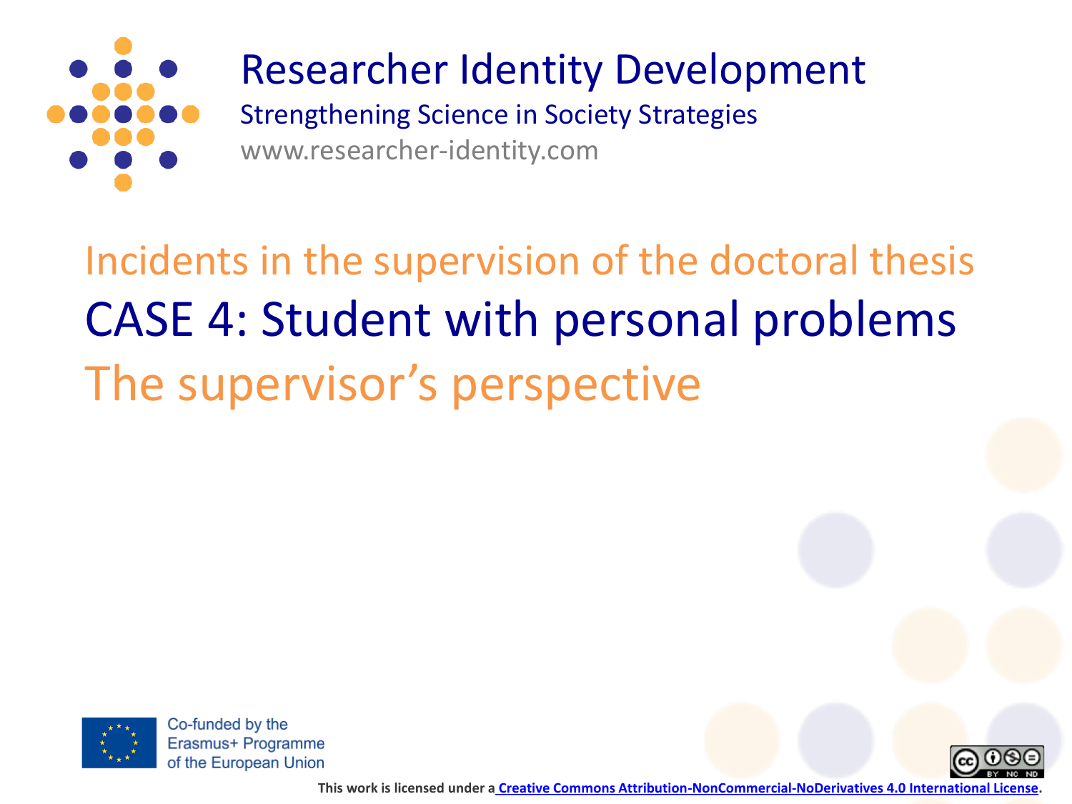# Researcher Identity Development

Strengthening Science in Society Strategies

www.researcher-identity.com

## Incidents in the supervision of the doctoral thesis

# CASE 4: Student with personal problems

## The supervisor's perspective

Co-funded by the Erasmus+ Programme of the European Union

This work is licensed under a Creative Commons Attribution-NonCommercial-NoDerivatives 4.0 International License.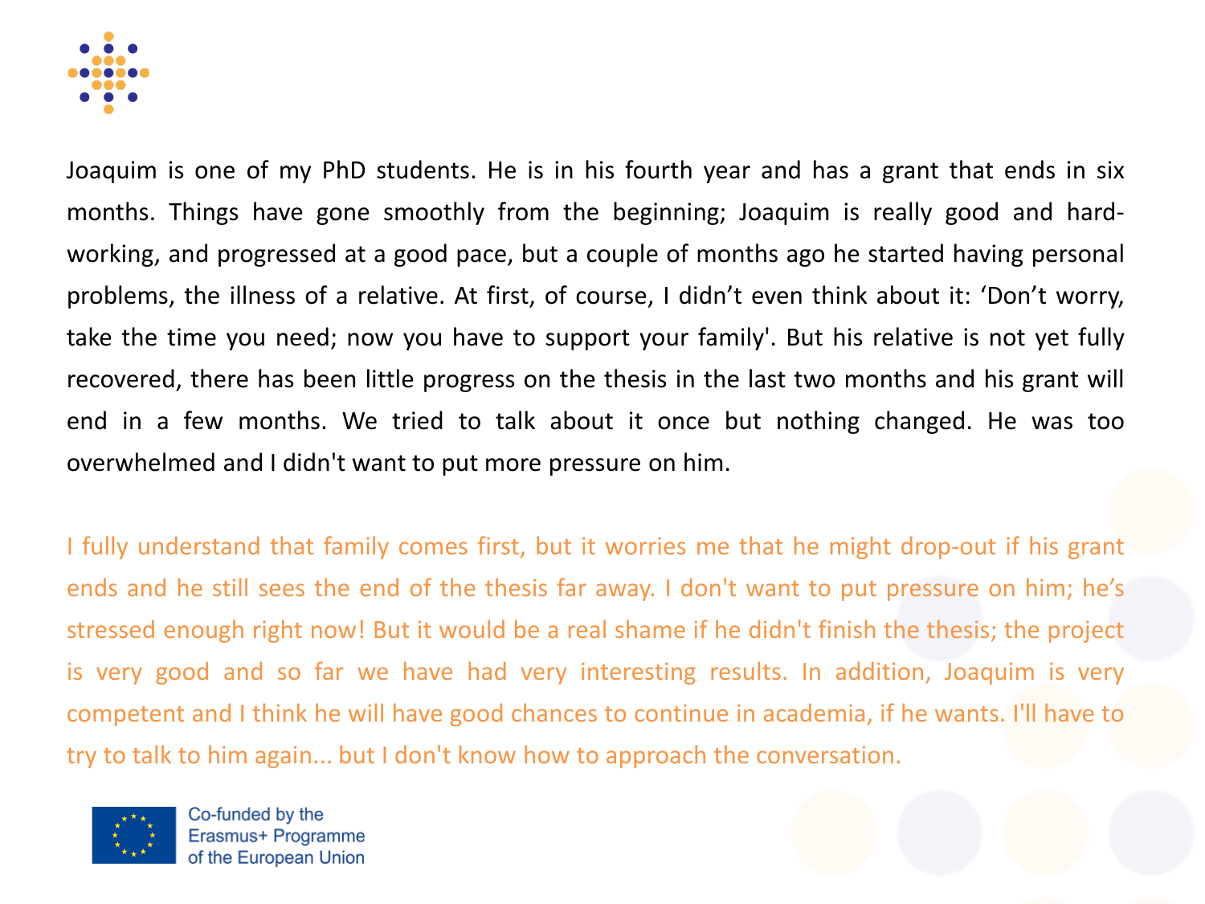Joaquim is one of my PhD students. He is in his fourth year and has a grant that ends in six months. Things have gone smoothly from the beginning; Joaquim is really good and hard-working, and progressed at a good pace, but a couple of months ago he started having personal problems, the illness of a relative. At first, of course, I didn't even think about it: 'Don't worry, take the time you need; now you have to support your family'. But his relative is not yet fully recovered, there has been little progress on the thesis in the last two months and his grant will end in a few months. We tried to talk about it once but nothing changed. He was too overwhelmed and I didn't want to put more pressure on him.

I fully understand that family comes first, but it worries me that he might drop-out if his grant ends and he still sees the end of the thesis far away. I don't want to put pressure on him; he's stressed enough right now! But it would be a real shame if he didn't finish the thesis; the project is very good and so far we have had very interesting results. In addition, Joaquim is very competent and I think he will have good chances to continue in academia, if he wants. I'll have to try to talk to him again... but I don't know how to approach the conversation.

Co-funded by the Erasmus+ Programme of the European Union